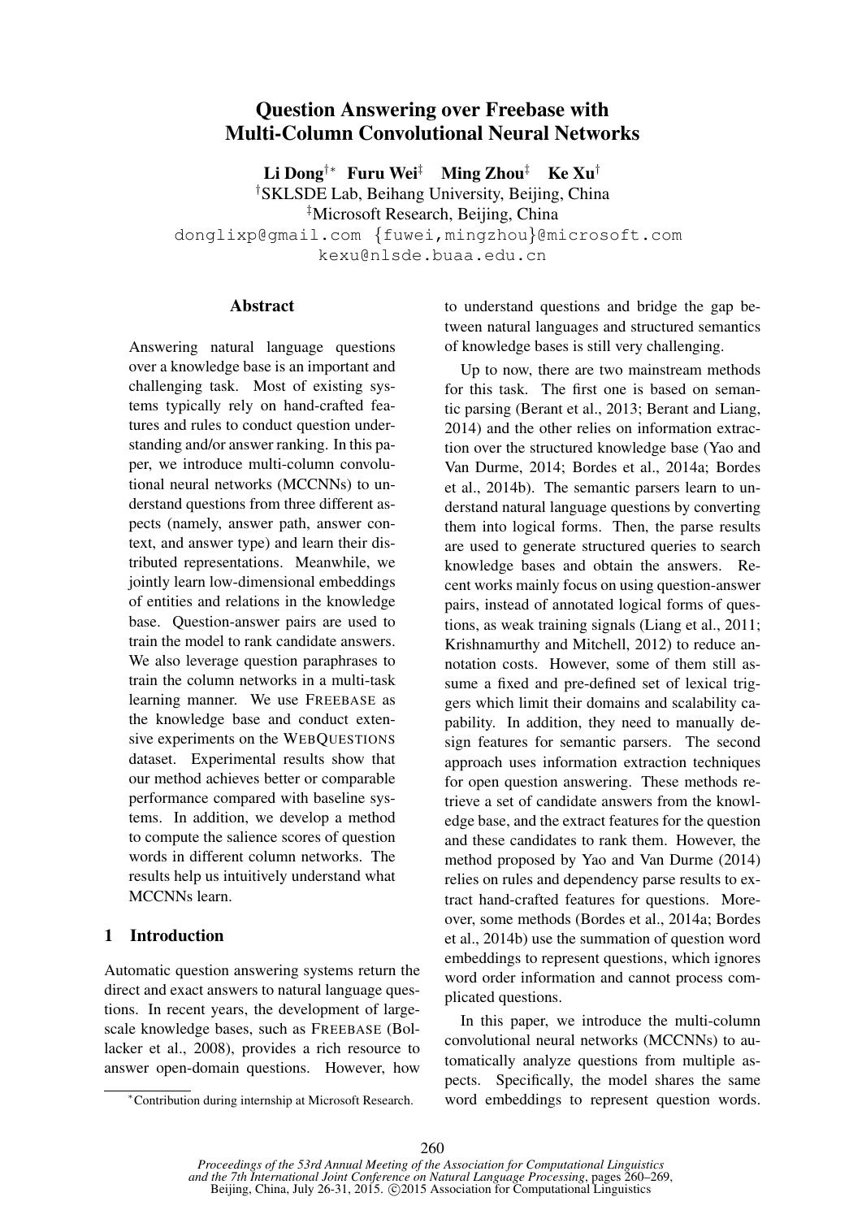# Question Answering over Freebase with Multi-Column Convolutional Neural Networks

**Li Dong**[†*] **Furu Wei**[‡] **Ming Zhou**[‡] **Ke Xu**[†]

[†]SKLSDE Lab, Beihang University, Beijing, China

[‡]Microsoft Research, Beijing, China

donglixp@gmail.com {fuwei,mingzhou}@microsoft.com

kexu@nlsde.buaa.edu.cn

## Abstract

Answering natural language questions over a knowledge base is an important and challenging task. Most of existing systems typically rely on hand-crafted features and rules to conduct question understanding and/or answer ranking. In this paper, we introduce multi-column convolutional neural networks (MCCNNs) to understand questions from three different aspects (namely, answer path, answer context, and answer type) and learn their distributed representations. Meanwhile, we jointly learn low-dimensional embeddings of entities and relations in the knowledge base. Question-answer pairs are used to train the model to rank candidate answers. We also leverage question paraphrases to train the column networks in a multi-task learning manner. We use FREEBASE as the knowledge base and conduct extensive experiments on the WEBQUESTIONS dataset. Experimental results show that our method achieves better or comparable performance compared with baseline systems. In addition, we develop a method to compute the salience scores of question words in different column networks. The results help us intuitively understand what MCCNNs learn.

## 1 Introduction

Automatic question answering systems return the direct and exact answers to natural language questions. In recent years, the development of large-scale knowledge bases, such as FREEBASE (Bollacker et al., 2008), provides a rich resource to answer open-domain questions. However, how to understand questions and bridge the gap between natural languages and structured semantics of knowledge bases is still very challenging.

Up to now, there are two mainstream methods for this task. The first one is based on semantic parsing (Berant et al., 2013; Berant and Liang, 2014) and the other relies on information extraction over the structured knowledge base (Yao and Van Durme, 2014; Bordes et al., 2014a; Bordes et al., 2014b). The semantic parsers learn to understand natural language questions by converting them into logical forms. Then, the parse results are used to generate structured queries to search knowledge bases and obtain the answers. Recent works mainly focus on using question-answer pairs, instead of annotated logical forms of questions, as weak training signals (Liang et al., 2011; Krishnamurthy and Mitchell, 2012) to reduce annotation costs. However, some of them still assume a fixed and pre-defined set of lexical triggers which limit their domains and scalability capability. In addition, they need to manually design features for semantic parsers. The second approach uses information extraction techniques for open question answering. These methods retrieve a set of candidate answers from the knowledge base, and the extract features for the question and these candidates to rank them. However, the method proposed by Yao and Van Durme (2014) relies on rules and dependency parse results to extract hand-crafted features for questions. Moreover, some methods (Bordes et al., 2014a; Bordes et al., 2014b) use the summation of question word embeddings to represent questions, which ignores word order information and cannot process complicated questions.

In this paper, we introduce the multi-column convolutional neural networks (MCCNNs) to automatically analyze questions from multiple aspects. Specifically, the model shares the same word embeddings to represent question words.

[*]Contribution during internship at Microsoft Research.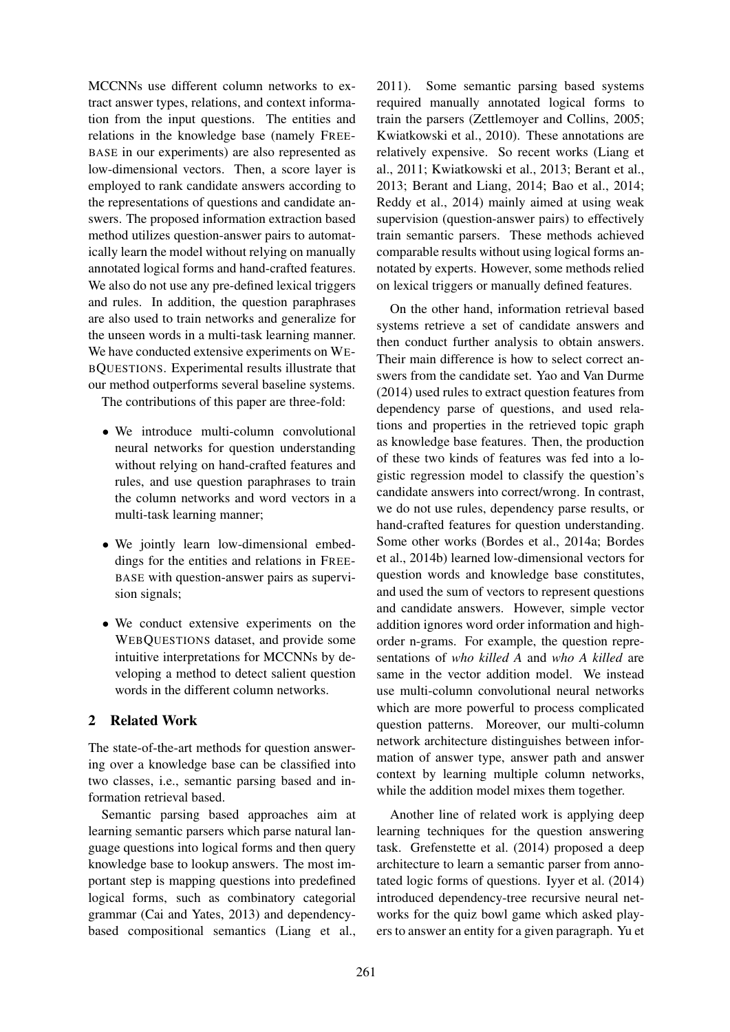MCCNNs use different column networks to extract answer types, relations, and context information from the input questions. The entities and relations in the knowledge base (namely FREEBASE in our experiments) are also represented as low-dimensional vectors. Then, a score layer is employed to rank candidate answers according to the representations of questions and candidate answers. The proposed information extraction based method utilizes question-answer pairs to automatically learn the model without relying on manually annotated logical forms and hand-crafted features. We also do not use any pre-defined lexical triggers and rules. In addition, the question paraphrases are also used to train networks and generalize for the unseen words in a multi-task learning manner. We have conducted extensive experiments on WEBQUESTIONS. Experimental results illustrate that our method outperforms several baseline systems.

The contributions of this paper are three-fold:

- We introduce multi-column convolutional neural networks for question understanding without relying on hand-crafted features and rules, and use question paraphrases to train the column networks and word vectors in a multi-task learning manner;
- We jointly learn low-dimensional embeddings for the entities and relations in FREEBASE with question-answer pairs as supervision signals;
- We conduct extensive experiments on the WEBQUESTIONS dataset, and provide some intuitive interpretations for MCCNNs by developing a method to detect salient question words in the different column networks.

## 2 Related Work

The state-of-the-art methods for question answering over a knowledge base can be classified into two classes, i.e., semantic parsing based and information retrieval based.

Semantic parsing based approaches aim at learning semantic parsers which parse natural language questions into logical forms and then query knowledge base to lookup answers. The most important step is mapping questions into predefined logical forms, such as combinatory categorial grammar (Cai and Yates, 2013) and dependency-based compositional semantics (Liang et al., 2011). Some semantic parsing based systems required manually annotated logical forms to train the parsers (Zettlemoyer and Collins, 2005; Kwiatkowski et al., 2010). These annotations are relatively expensive. So recent works (Liang et al., 2011; Kwiatkowski et al., 2013; Berant et al., 2013; Berant and Liang, 2014; Bao et al., 2014; Reddy et al., 2014) mainly aimed at using weak supervision (question-answer pairs) to effectively train semantic parsers. These methods achieved comparable results without using logical forms annotated by experts. However, some methods relied on lexical triggers or manually defined features.

On the other hand, information retrieval based systems retrieve a set of candidate answers and then conduct further analysis to obtain answers. Their main difference is how to select correct answers from the candidate set. Yao and Van Durme (2014) used rules to extract question features from dependency parse of questions, and used relations and properties in the retrieved topic graph as knowledge base features. Then, the production of these two kinds of features was fed into a logistic regression model to classify the question's candidate answers into correct/wrong. In contrast, we do not use rules, dependency parse results, or hand-crafted features for question understanding. Some other works (Bordes et al., 2014a; Bordes et al., 2014b) learned low-dimensional vectors for question words and knowledge base constitutes, and used the sum of vectors to represent questions and candidate answers. However, simple vector addition ignores word order information and high-order n-grams. For example, the question representations of *who killed A* and *who A killed* are same in the vector addition model. We instead use multi-column convolutional neural networks which are more powerful to process complicated question patterns. Moreover, our multi-column network architecture distinguishes between information of answer type, answer path and answer context by learning multiple column networks, while the addition model mixes them together.

Another line of related work is applying deep learning techniques for the question answering task. Grefenstette et al. (2014) proposed a deep architecture to learn a semantic parser from annotated logic forms of questions. Iyyer et al. (2014) introduced dependency-tree recursive neural networks for the quiz bowl game which asked players to answer an entity for a given paragraph. Yu et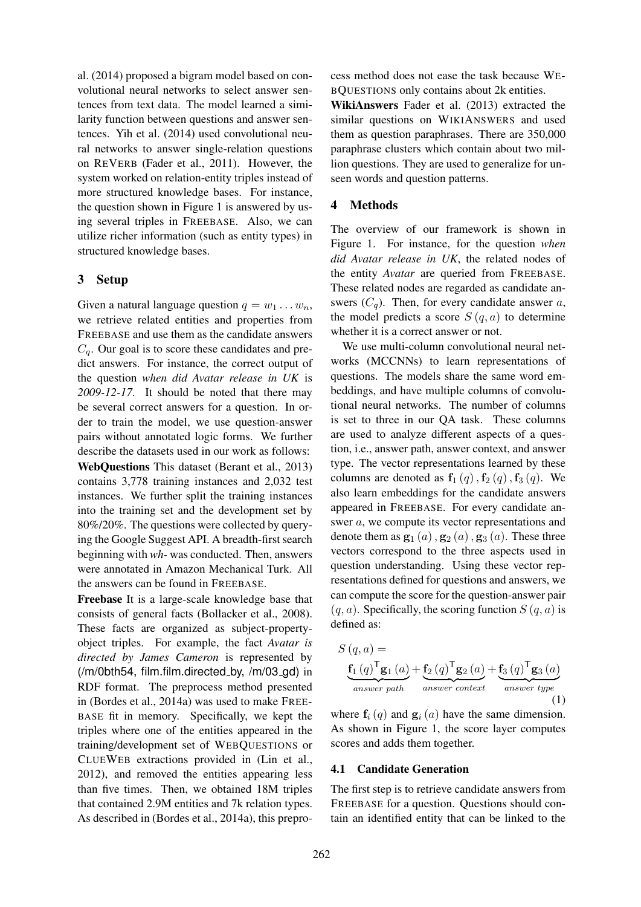al. (2014) proposed a bigram model based on convolutional neural networks to select answer sentences from text data. The model learned a similarity function between questions and answer sentences. Yih et al. (2014) used convolutional neural networks to answer single-relation questions on REVERB (Fader et al., 2011). However, the system worked on relation-entity triples instead of more structured knowledge bases. For instance, the question shown in Figure 1 is answered by using several triples in FREEBASE. Also, we can utilize richer information (such as entity types) in structured knowledge bases.

## 3 Setup

Given a natural language question $q = w_1 \ldots w_n$, we retrieve related entities and properties from FREEBASE and use them as the candidate answers $C_q$. Our goal is to score these candidates and predict answers. For instance, the correct output of the question *when did Avatar release in UK* is *2009-12-17*. It should be noted that there may be several correct answers for a question. In order to train the model, we use question-answer pairs without annotated logic forms. We further describe the datasets used in our work as follows:

**WebQuestions** This dataset (Berant et al., 2013) contains 3,778 training instances and 2,032 test instances. We further split the training instances into the training set and the development set by 80%/20%. The questions were collected by querying the Google Suggest API. A breadth-first search beginning with *wh-* was conducted. Then, answers were annotated in Amazon Mechanical Turk. All the answers can be found in FREEBASE.

**Freebase** It is a large-scale knowledge base that consists of general facts (Bollacker et al., 2008). These facts are organized as subject-property-object triples. For example, the fact *Avatar is directed by James Cameron* is represented by (/m/0bth54, film.film.directed_by, /m/03_gd) in RDF format. The preprocess method presented in (Bordes et al., 2014a) was used to make FREEBASE fit in memory. Specifically, we kept the triples where one of the entities appeared in the training/development set of WEBQUESTIONS or CLUEWEB extractions provided in (Lin et al., 2012), and removed the entities appearing less than five times. Then, we obtained 18M triples that contained 2.9M entities and 7k relation types. As described in (Bordes et al., 2014a), this preprocess method does not ease the task because WEBQUESTIONS only contains about 2k entities.

**WikiAnswers** Fader et al. (2013) extracted the similar questions on WIKIANSWERS and used them as question paraphrases. There are 350,000 paraphrase clusters which contain about two million questions. They are used to generalize for unseen words and question patterns.

## 4 Methods

The overview of our framework is shown in Figure 1. For instance, for the question *when did Avatar release in UK*, the related nodes of the entity *Avatar* are queried from FREEBASE. These related nodes are regarded as candidate answers ($C_q$). Then, for every candidate answer $a$, the model predicts a score $S(q, a)$ to determine whether it is a correct answer or not.

We use multi-column convolutional neural networks (MCCNNs) to learn representations of questions. The models share the same word embeddings, and have multiple columns of convolutional neural networks. The number of columns is set to three in our QA task. These columns are used to analyze different aspects of a question, i.e., answer path, answer context, and answer type. The vector representations learned by these columns are denoted as $\mathbf{f}_1(q), \mathbf{f}_2(q), \mathbf{f}_3(q)$. We also learn embeddings for the candidate answers appeared in FREEBASE. For every candidate answer $a$, we compute its vector representations and denote them as $\mathbf{g}_1(a), \mathbf{g}_2(a), \mathbf{g}_3(a)$. These three vectors correspond to the three aspects used in question understanding. Using these vector representations defined for questions and answers, we can compute the score for the question-answer pair $(q, a)$. Specifically, the scoring function $S(q, a)$ is defined as:

$$S(q, a) = \underbrace{\mathbf{f}_1(q)^\mathsf{T}\mathbf{g}_1(a)}_{answer\ path} + \underbrace{\mathbf{f}_2(q)^\mathsf{T}\mathbf{g}_2(a)}_{answer\ context} + \underbrace{\mathbf{f}_3(q)^\mathsf{T}\mathbf{g}_3(a)}_{answer\ type} \quad (1)$$

where $\mathbf{f}_i(q)$ and $\mathbf{g}_i(a)$ have the same dimension. As shown in Figure 1, the score layer computes scores and adds them together.

### 4.1 Candidate Generation

The first step is to retrieve candidate answers from FREEBASE for a question. Questions should contain an identified entity that can be linked to the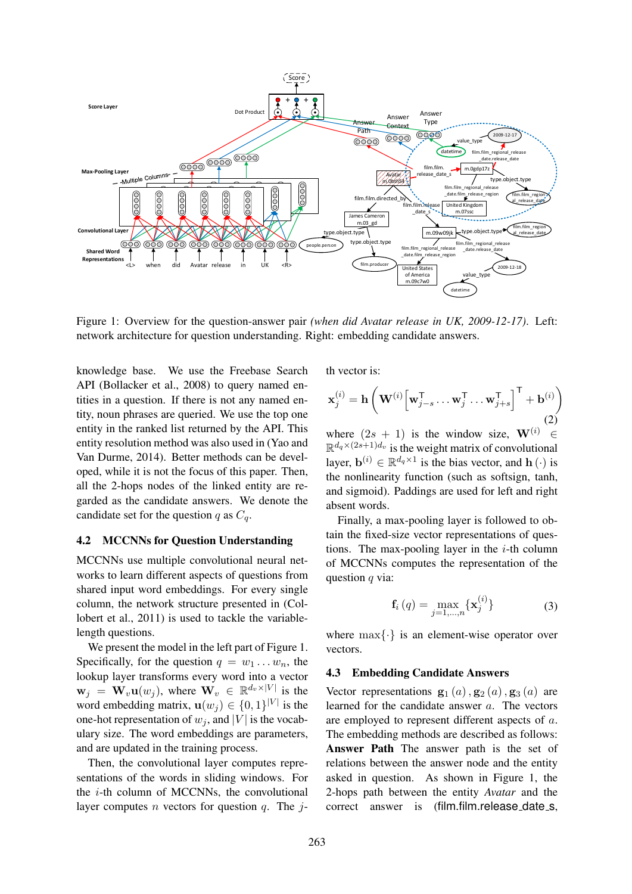Figure 1: Overview for the question-answer pair *(when did Avatar release in UK, 2009-12-17)*. Left: network architecture for question understanding. Right: embedding candidate answers.

knowledge base. We use the Freebase Search API (Bollacker et al., 2008) to query named entities in a question. If there is not any named entity, noun phrases are queried. We use the top one entity in the ranked list returned by the API. This entity resolution method was also used in (Yao and Van Durme, 2014). Better methods can be developed, while it is not the focus of this paper. Then, all the 2-hops nodes of the linked entity are regarded as the candidate answers. We denote the candidate set for the question $q$ as $C_q$.

## 4.2 MCCNNs for Question Understanding

MCCNNs use multiple convolutional neural networks to learn different aspects of questions from shared input word embeddings. For every single column, the network structure presented in (Collobert et al., 2011) is used to tackle the variable-length questions.

We present the model in the left part of Figure 1. Specifically, for the question $q = w_1 \dots w_n$, the lookup layer transforms every word into a vector $\mathbf{w}_j = \mathbf{W}_v \mathbf{u}(w_j)$, where $\mathbf{W}_v \in \mathbb{R}^{d_v \times |V|}$ is the word embedding matrix, $\mathbf{u}(w_j) \in \{0,1\}^{|V|}$ is the one-hot representation of $w_j$, and $|V|$ is the vocabulary size. The word embeddings are parameters, and are updated in the training process.

Then, the convolutional layer computes representations of the words in sliding windows. For the $i$-th column of MCCNNs, the convolutional layer computes $n$ vectors for question $q$. The $j$-th vector is:

$$\mathbf{x}_j^{(i)} = \mathbf{h}\left(\mathbf{W}^{(i)}\left[\mathbf{w}_{j-s}^{\mathsf{T}} \dots \mathbf{w}_j^{\mathsf{T}} \dots \mathbf{w}_{j+s}^{\mathsf{T}}\right]^{\mathsf{T}} + \mathbf{b}^{(i)}\right) \tag{2}$$

where $(2s+1)$ is the window size, $\mathbf{W}^{(i)} \in \mathbb{R}^{d_q \times (2s+1)d_v}$ is the weight matrix of convolutional layer, $\mathbf{b}^{(i)} \in \mathbb{R}^{d_q \times 1}$ is the bias vector, and $\mathbf{h}(\cdot)$ is the nonlinearity function (such as softsign, tanh, and sigmoid). Paddings are used for left and right absent words.

Finally, a max-pooling layer is followed to obtain the fixed-size vector representations of questions. The max-pooling layer in the $i$-th column of MCCNNs computes the representation of the question $q$ via:

$$\mathbf{f}_i(q) = \max_{j=1,\dots,n} \{\mathbf{x}_j^{(i)}\} \tag{3}$$

where $\max\{\cdot\}$ is an element-wise operator over vectors.

## 4.3 Embedding Candidate Answers

Vector representations $\mathbf{g}_1(a), \mathbf{g}_2(a), \mathbf{g}_3(a)$ are learned for the candidate answer $a$. The vectors are employed to represent different aspects of $a$. The embedding methods are described as follows:

**Answer Path** The answer path is the set of relations between the answer node and the entity asked in question. As shown in Figure 1, the 2-hops path between the entity *Avatar* and the correct answer is (film.film.release_date_s,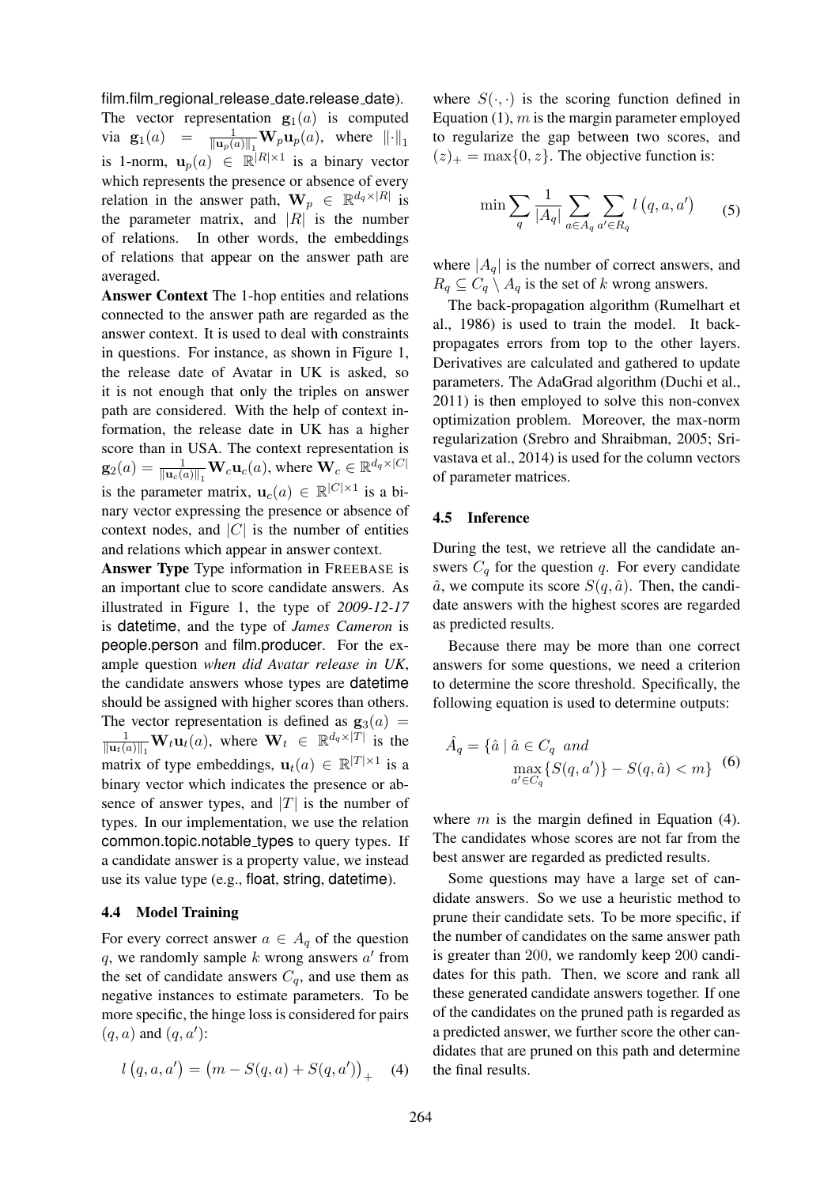film.film_regional_release_date.release_date). The vector representation $\mathbf{g}_1(a)$ is computed via $\mathbf{g}_1(a) = \frac{1}{\|\mathbf{u}_p(a)\|_1}\mathbf{W}_p\mathbf{u}_p(a)$, where $\|\cdot\|_1$ is 1-norm, $\mathbf{u}_p(a) \in \mathbb{R}^{|R|\times 1}$ is a binary vector which represents the presence or absence of every relation in the answer path, $\mathbf{W}_p \in \mathbb{R}^{d_q \times |R|}$ is the parameter matrix, and $|R|$ is the number of relations. In other words, the embeddings of relations that appear on the answer path are averaged.

**Answer Context** The 1-hop entities and relations connected to the answer path are regarded as the answer context. It is used to deal with constraints in questions. For instance, as shown in Figure 1, the release date of Avatar in UK is asked, so it is not enough that only the triples on answer path are considered. With the help of context information, the release date in UK has a higher score than in USA. The context representation is $\mathbf{g}_2(a) = \frac{1}{\|\mathbf{u}_c(a)\|_1}\mathbf{W}_c\mathbf{u}_c(a)$, where $\mathbf{W}_c \in \mathbb{R}^{d_q \times |C|}$ is the parameter matrix, $\mathbf{u}_c(a) \in \mathbb{R}^{|C|\times 1}$ is a binary vector expressing the presence or absence of context nodes, and $|C|$ is the number of entities and relations which appear in answer context.

**Answer Type** Type information in FREEBASE is an important clue to score candidate answers. As illustrated in Figure 1, the type of *2009-12-17* is datetime, and the type of *James Cameron* is people.person and film.producer. For the example question *when did Avatar release in UK*, the candidate answers whose types are datetime should be assigned with higher scores than others. The vector representation is defined as $\mathbf{g}_3(a) = \frac{1}{\|\mathbf{u}_t(a)\|_1}\mathbf{W}_t\mathbf{u}_t(a)$, where $\mathbf{W}_t \in \mathbb{R}^{d_q \times |T|}$ is the matrix of type embeddings, $\mathbf{u}_t(a) \in \mathbb{R}^{|T|\times 1}$ is a binary vector which indicates the presence or absence of answer types, and $|T|$ is the number of types. In our implementation, we use the relation common.topic.notable_types to query types. If a candidate answer is a property value, we instead use its value type (e.g., float, string, datetime).

### 4.4 Model Training

For every correct answer $a \in A_q$ of the question $q$, we randomly sample $k$ wrong answers $a'$ from the set of candidate answers $C_q$, and use them as negative instances to estimate parameters. To be more specific, the hinge loss is considered for pairs $(q, a)$ and $(q, a')$:

$$l\left(q, a, a'\right) = \left(m - S(q, a) + S(q, a')\right)_+ \quad (4)$$

where $S(\cdot,\cdot)$ is the scoring function defined in Equation (1), $m$ is the margin parameter employed to regularize the gap between two scores, and $(z)_+ = \max\{0, z\}$. The objective function is:

$$\min \sum_q \frac{1}{|A_q|} \sum_{a \in A_q} \sum_{a' \in R_q} l\left(q, a, a'\right) \quad (5)$$

where $|A_q|$ is the number of correct answers, and $R_q \subseteq C_q \setminus A_q$ is the set of $k$ wrong answers.

The back-propagation algorithm (Rumelhart et al., 1986) is used to train the model. It back-propagates errors from top to the other layers. Derivatives are calculated and gathered to update parameters. The AdaGrad algorithm (Duchi et al., 2011) is then employed to solve this non-convex optimization problem. Moreover, the max-norm regularization (Srebro and Shraibman, 2005; Srivastava et al., 2014) is used for the column vectors of parameter matrices.

### 4.5 Inference

During the test, we retrieve all the candidate answers $C_q$ for the question $q$. For every candidate $\hat{a}$, we compute its score $S(q, \hat{a})$. Then, the candidate answers with the highest scores are regarded as predicted results.

Because there may be more than one correct answers for some questions, we need a criterion to determine the score threshold. Specifically, the following equation is used to determine outputs:

$$\hat{A}_q = \{\hat{a} \mid \hat{a} \in C_q \;\; and \;\; \max_{a' \in C_q}\{S(q, a')\} - S(q, \hat{a}) < m\} \quad (6)$$

where $m$ is the margin defined in Equation (4). The candidates whose scores are not far from the best answer are regarded as predicted results.

Some questions may have a large set of candidate answers. So we use a heuristic method to prune their candidate sets. To be more specific, if the number of candidates on the same answer path is greater than 200, we randomly keep 200 candidates for this path. Then, we score and rank all these generated candidate answers together. If one of the candidates on the pruned path is regarded as a predicted answer, we further score the other candidates that are pruned on this path and determine the final results.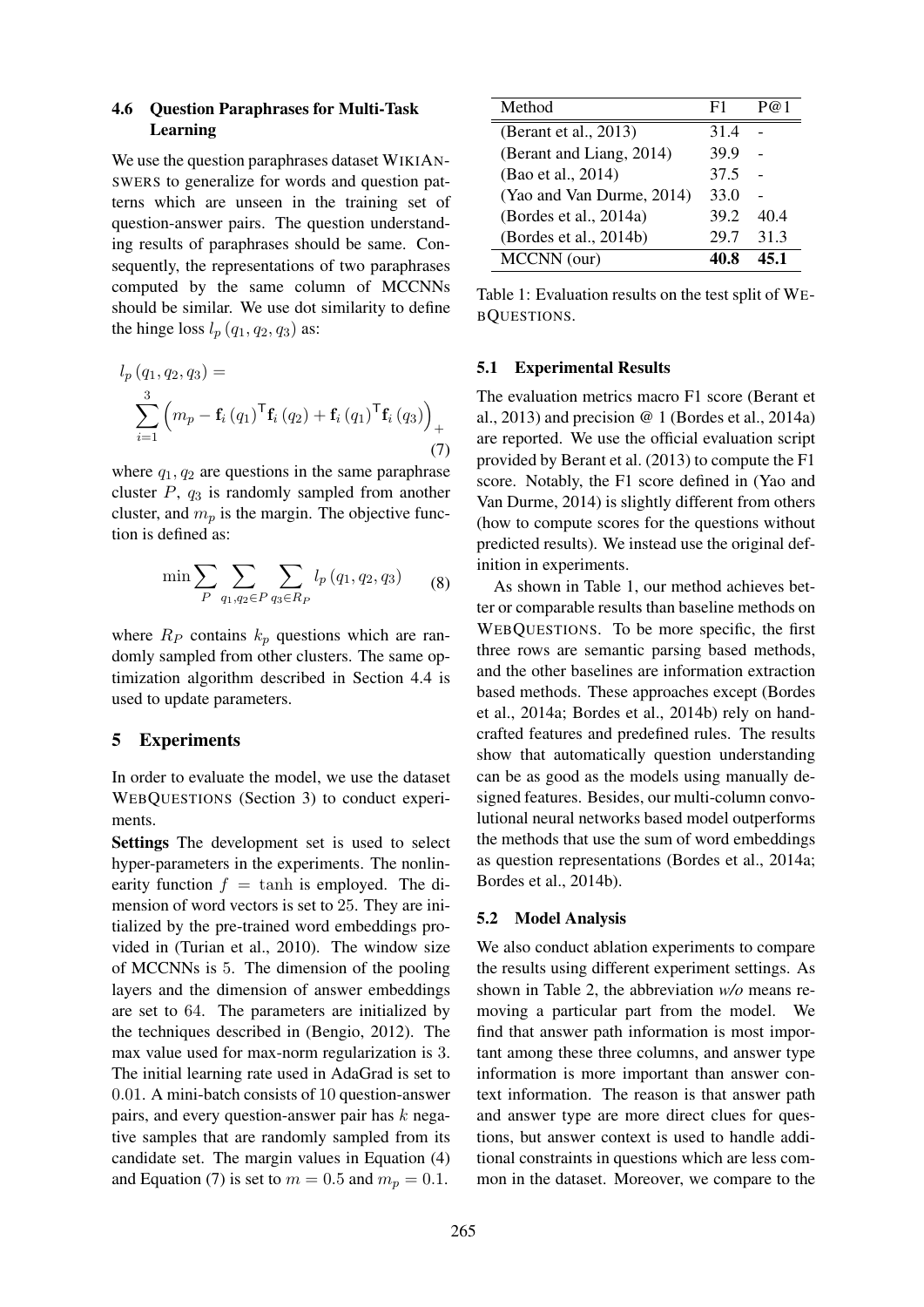### 4.6 Question Paraphrases for Multi-Task Learning

We use the question paraphrases dataset WIKIANSWERS to generalize for words and question patterns which are unseen in the training set of question-answer pairs. The question understanding results of paraphrases should be same. Consequently, the representations of two paraphrases computed by the same column of MCCNNs should be similar. We use dot similarity to define the hinge loss $l_p(q_1, q_2, q_3)$ as:

$$
l_p(q_1, q_2, q_3) = \sum_{i=1}^{3} \left( m_p - \mathbf{f}_i(q_1)^\mathsf{T} \mathbf{f}_i(q_2) + \mathbf{f}_i(q_1)^\mathsf{T} \mathbf{f}_i(q_3) \right)_+ \tag{7}
$$

where $q_1, q_2$ are questions in the same paraphrase cluster $P$, $q_3$ is randomly sampled from another cluster, and $m_p$ is the margin. The objective function is defined as:

$$
\min \sum_{P} \sum_{q_1, q_2 \in P} \sum_{q_3 \in R_P} l_p(q_1, q_2, q_3) \tag{8}
$$

where $R_P$ contains $k_p$ questions which are randomly sampled from other clusters. The same optimization algorithm described in Section 4.4 is used to update parameters.

## 5 Experiments

In order to evaluate the model, we use the dataset WEBQUESTIONS (Section 3) to conduct experiments.

**Settings** The development set is used to select hyper-parameters in the experiments. The nonlinearity function $f = \tanh$ is employed. The dimension of word vectors is set to 25. They are initialized by the pre-trained word embeddings provided in (Turian et al., 2010). The window size of MCCNNs is 5. The dimension of the pooling layers and the dimension of answer embeddings are set to 64. The parameters are initialized by the techniques described in (Bengio, 2012). The max value used for max-norm regularization is 3. The initial learning rate used in AdaGrad is set to 0.01. A mini-batch consists of 10 question-answer pairs, and every question-answer pair has $k$ negative samples that are randomly sampled from its candidate set. The margin values in Equation (4) and Equation (7) is set to $m = 0.5$ and $m_p = 0.1$.

| Method | F1 | P@1 |
|---|---|---|
| (Berant et al., 2013) | 31.4 | - |
| (Berant and Liang, 2014) | 39.9 | - |
| (Bao et al., 2014) | 37.5 | - |
| (Yao and Van Durme, 2014) | 33.0 | - |
| (Bordes et al., 2014a) | 39.2 | 40.4 |
| (Bordes et al., 2014b) | 29.7 | 31.3 |
| MCCNN (our) | **40.8** | **45.1** |

Table 1: Evaluation results on the test split of WEBQUESTIONS.

### 5.1 Experimental Results

The evaluation metrics macro F1 score (Berant et al., 2013) and precision @ 1 (Bordes et al., 2014a) are reported. We use the official evaluation script provided by Berant et al. (2013) to compute the F1 score. Notably, the F1 score defined in (Yao and Van Durme, 2014) is slightly different from others (how to compute scores for the questions without predicted results). We instead use the original definition in experiments.

As shown in Table 1, our method achieves better or comparable results than baseline methods on WEBQUESTIONS. To be more specific, the first three rows are semantic parsing based methods, and the other baselines are information extraction based methods. These approaches except (Bordes et al., 2014a; Bordes et al., 2014b) rely on handcrafted features and predefined rules. The results show that automatically question understanding can be as good as the models using manually designed features. Besides, our multi-column convolutional neural networks based model outperforms the methods that use the sum of word embeddings as question representations (Bordes et al., 2014a; Bordes et al., 2014b).

### 5.2 Model Analysis

We also conduct ablation experiments to compare the results using different experiment settings. As shown in Table 2, the abbreviation *w/o* means removing a particular part from the model. We find that answer path information is most important among these three columns, and answer type information is more important than answer context information. The reason is that answer path and answer type are more direct clues for questions, but answer context is used to handle additional constraints in questions which are less common in the dataset. Moreover, we compare to the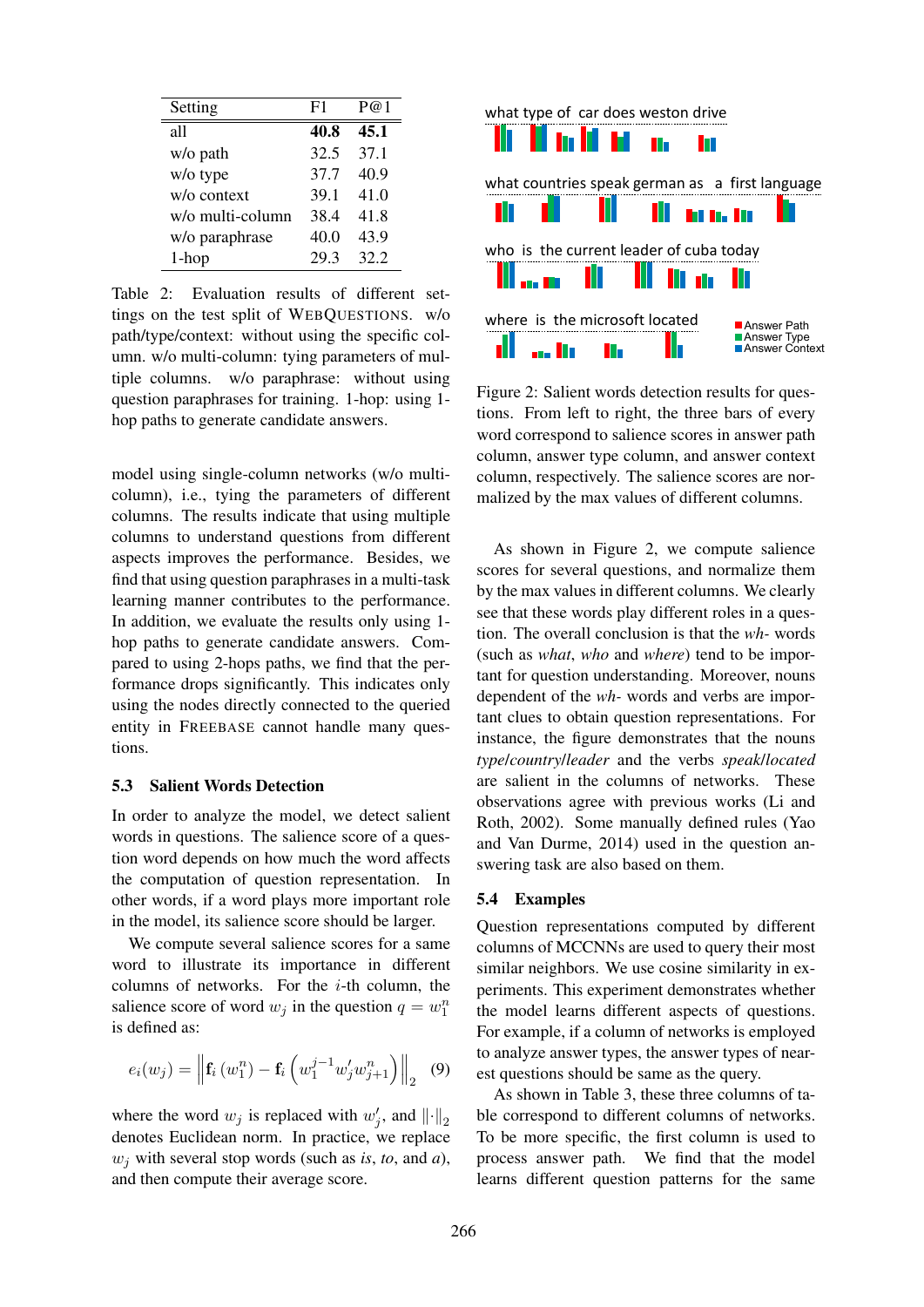| Setting | F1 | P@1 |
|---|---|---|
| all | **40.8** | **45.1** |
| w/o path | 32.5 | 37.1 |
| w/o type | 37.7 | 40.9 |
| w/o context | 39.1 | 41.0 |
| w/o multi-column | 38.4 | 41.8 |
| w/o paraphrase | 40.0 | 43.9 |
| 1-hop | 29.3 | 32.2 |

Table 2: Evaluation results of different settings on the test split of WEBQUESTIONS. w/o path/type/context: without using the specific column. w/o multi-column: tying parameters of multiple columns. w/o paraphrase: without using question paraphrases for training. 1-hop: using 1-hop paths to generate candidate answers.

model using single-column networks (w/o multi-column), i.e., tying the parameters of different columns. The results indicate that using multiple columns to understand questions from different aspects improves the performance. Besides, we find that using question paraphrases in a multi-task learning manner contributes to the performance. In addition, we evaluate the results only using 1-hop paths to generate candidate answers. Compared to using 2-hops paths, we find that the performance drops significantly. This indicates only using the nodes directly connected to the queried entity in FREEBASE cannot handle many questions.

### 5.3 Salient Words Detection

In order to analyze the model, we detect salient words in questions. The salience score of a question word depends on how much the word affects the computation of question representation. In other words, if a word plays more important role in the model, its salience score should be larger.

We compute several salience scores for a same word to illustrate its importance in different columns of networks. For the $i$-th column, the salience score of word $w_j$ in the question $q = w_1^n$ is defined as:

$$e_i(w_j) = \left\| \mathbf{f}_i\left(w_1^n\right) - \mathbf{f}_i\left(w_1^{j-1} w_j' w_{j+1}^n\right) \right\|_2 \quad (9)$$

where the word $w_j$ is replaced with $w_j'$, and $\|\cdot\|_2$ denotes Euclidean norm. In practice, we replace $w_j$ with several stop words (such as *is*, *to*, and *a*), and then compute their average score.

Figure 2: Salient words detection results for questions. From left to right, the three bars of every word correspond to salience scores in answer path column, answer type column, and answer context column, respectively. The salience scores are normalized by the max values of different columns.

As shown in Figure 2, we compute salience scores for several questions, and normalize them by the max values in different columns. We clearly see that these words play different roles in a question. The overall conclusion is that the *wh-* words (such as *what*, *who* and *where*) tend to be important for question understanding. Moreover, nouns dependent of the *wh-* words and verbs are important clues to obtain question representations. For instance, the figure demonstrates that the nouns *type*/*country*/*leader* and the verbs *speak*/*located* are salient in the columns of networks. These observations agree with previous works (Li and Roth, 2002). Some manually defined rules (Yao and Van Durme, 2014) used in the question answering task are also based on them.

### 5.4 Examples

Question representations computed by different columns of MCCNNs are used to query their most similar neighbors. We use cosine similarity in experiments. This experiment demonstrates whether the model learns different aspects of questions. For example, if a column of networks is employed to analyze answer types, the answer types of nearest questions should be same as the query.

As shown in Table 3, these three columns of table correspond to different columns of networks. To be more specific, the first column is used to process answer path. We find that the model learns different question patterns for the same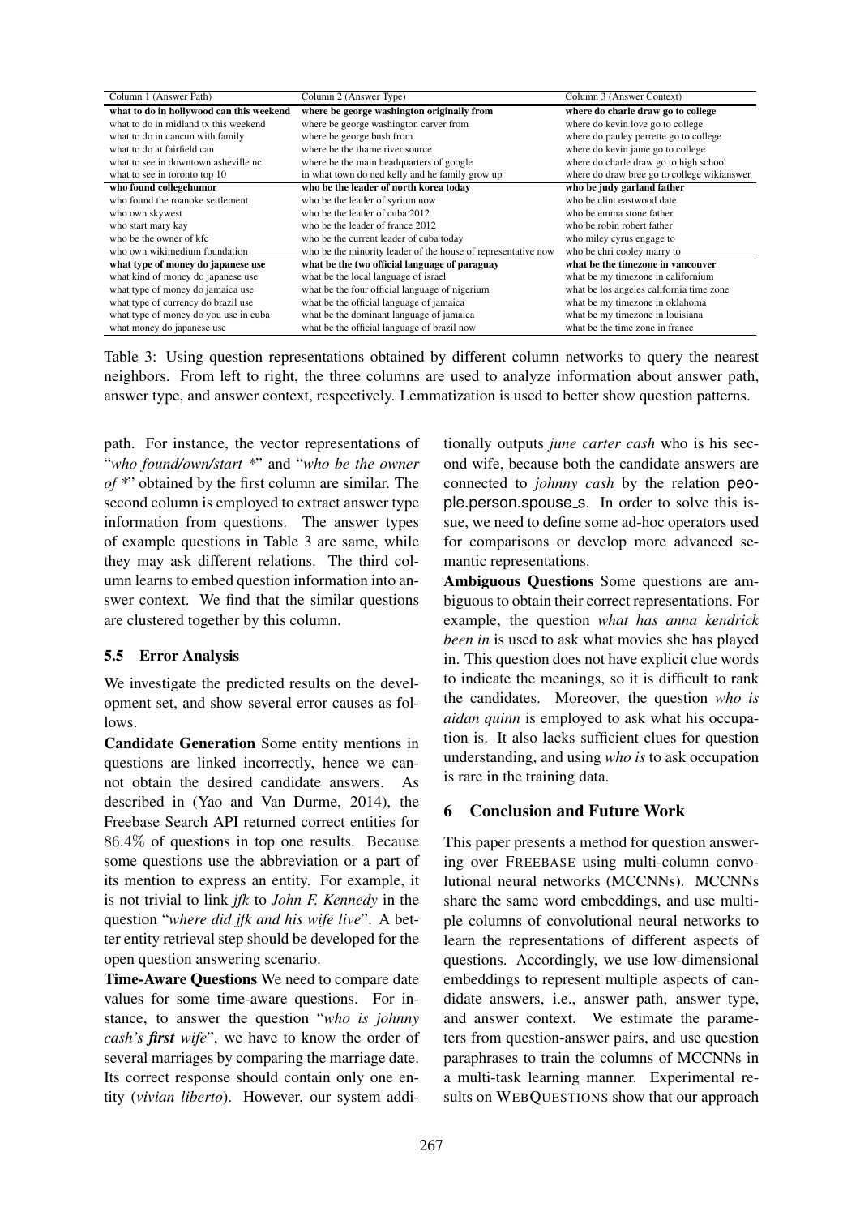| Column 1 (Answer Path) | Column 2 (Answer Type) | Column 3 (Answer Context) |
|---|---|---|
| **what to do in hollywood can this weekend** | **where be george washington originally from** | **where do charle draw go to college** |
| what to do in midland tx this weekend | where be george washington carver from | where do kevin love go to college |
| what to do in cancun with family | where be george bush from | where do pauley perrette go to college |
| what to do at fairfield can | where be the thame river source | where do kevin jame go to college |
| what to see in downtown asheville nc | where be the main headquarters of google | where do charle draw go to high school |
| what to see in toronto top 10 | in what town do ned kelly and he family grow up | where do draw bree go to college wikianswer |
| **who found collegehumor** | **who be the leader of north korea today** | **who be judy garland father** |
| who found the roanoke settlement | who be the leader of syrium now | who be clint eastwood date |
| who own skywest | who be the leader of cuba 2012 | who be emma stone father |
| who start mary kay | who be the leader of france 2012 | who be robin robert father |
| who be the owner of kfc | who be the current leader of cuba today | who miley cyrus engage to |
| who own wikimedium foundation | who be the minority leader of the house of representative now | who be chri cooley marry to |
| **what type of money do japanese use** | **what be the two official language of paraguay** | **what be the timezone in vancouver** |
| what kind of money do japanese use | what be the local language of israel | what be my timezone in californium |
| what type of money do jamaica use | what be the four official language of nigerium | what be los angeles california time zone |
| what type of currency do brazil use | what be the official language of jamaica | what be my timezone in oklahoma |
| what type of money do you use in cuba | what be the dominant language of jamaica | what be my timezone in louisiana |
| what money do japanese use | what be the official language of brazil now | what be the time zone in france |

Table 3: Using question representations obtained by different column networks to query the nearest neighbors. From left to right, the three columns are used to analyze information about answer path, answer type, and answer context, respectively. Lemmatization is used to better show question patterns.

path. For instance, the vector representations of "*who found/own/start* \*" and "*who be the owner of* \*" obtained by the first column are similar. The second column is employed to extract answer type information from questions. The answer types of example questions in Table 3 are same, while they may ask different relations. The third column learns to embed question information into answer context. We find that the similar questions are clustered together by this column.

### 5.5 Error Analysis

We investigate the predicted results on the development set, and show several error causes as follows.

**Candidate Generation** Some entity mentions in questions are linked incorrectly, hence we cannot obtain the desired candidate answers. As described in (Yao and Van Durme, 2014), the Freebase Search API returned correct entities for $86.4\%$ of questions in top one results. Because some questions use the abbreviation or a part of its mention to express an entity. For example, it is not trivial to link *jfk* to *John F. Kennedy* in the question "*where did jfk and his wife live*". A better entity retrieval step should be developed for the open question answering scenario.

**Time-Aware Questions** We need to compare date values for some time-aware questions. For instance, to answer the question "*who is johnny cash's **first** wife*", we have to know the order of several marriages by comparing the marriage date. Its correct response should contain only one entity (*vivian liberto*). However, our system additionally outputs *june carter cash* who is his second wife, because both the candidate answers are connected to *johnny cash* by the relation people.person.spouse_s. In order to solve this issue, we need to define some ad-hoc operators used for comparisons or develop more advanced semantic representations.

**Ambiguous Questions** Some questions are ambiguous to obtain their correct representations. For example, the question *what has anna kendrick been in* is used to ask what movies she has played in. This question does not have explicit clue words to indicate the meanings, so it is difficult to rank the candidates. Moreover, the question *who is aidan quinn* is employed to ask what his occupation is. It also lacks sufficient clues for question understanding, and using *who is* to ask occupation is rare in the training data.

## 6 Conclusion and Future Work

This paper presents a method for question answering over FREEBASE using multi-column convolutional neural networks (MCCNNs). MCCNNs share the same word embeddings, and use multiple columns of convolutional neural networks to learn the representations of different aspects of questions. Accordingly, we use low-dimensional embeddings to represent multiple aspects of candidate answers, i.e., answer path, answer type, and answer context. We estimate the parameters from question-answer pairs, and use question paraphrases to train the columns of MCCNNs in a multi-task learning manner. Experimental results on WEBQUESTIONS show that our approach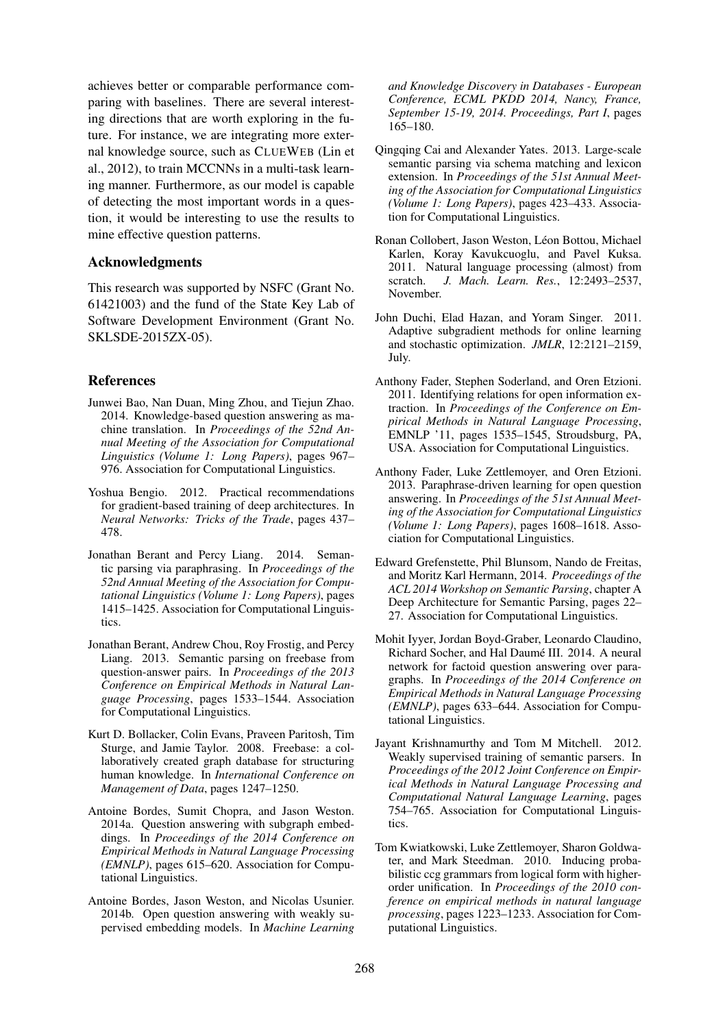achieves better or comparable performance comparing with baselines. There are several interesting directions that are worth exploring in the future. For instance, we are integrating more external knowledge source, such as CLUEWEB (Lin et al., 2012), to train MCCNNs in a multi-task learning manner. Furthermore, as our model is capable of detecting the most important words in a question, it would be interesting to use the results to mine effective question patterns.

## Acknowledgments

This research was supported by NSFC (Grant No. 61421003) and the fund of the State Key Lab of Software Development Environment (Grant No. SKLSDE-2015ZX-05).

## References

Junwei Bao, Nan Duan, Ming Zhou, and Tiejun Zhao. 2014. Knowledge-based question answering as machine translation. In *Proceedings of the 52nd Annual Meeting of the Association for Computational Linguistics (Volume 1: Long Papers)*, pages 967–976. Association for Computational Linguistics.

Yoshua Bengio. 2012. Practical recommendations for gradient-based training of deep architectures. In *Neural Networks: Tricks of the Trade*, pages 437–478.

Jonathan Berant and Percy Liang. 2014. Semantic parsing via paraphrasing. In *Proceedings of the 52nd Annual Meeting of the Association for Computational Linguistics (Volume 1: Long Papers)*, pages 1415–1425. Association for Computational Linguistics.

Jonathan Berant, Andrew Chou, Roy Frostig, and Percy Liang. 2013. Semantic parsing on freebase from question-answer pairs. In *Proceedings of the 2013 Conference on Empirical Methods in Natural Language Processing*, pages 1533–1544. Association for Computational Linguistics.

Kurt D. Bollacker, Colin Evans, Praveen Paritosh, Tim Sturge, and Jamie Taylor. 2008. Freebase: a collaboratively created graph database for structuring human knowledge. In *International Conference on Management of Data*, pages 1247–1250.

Antoine Bordes, Sumit Chopra, and Jason Weston. 2014a. Question answering with subgraph embeddings. In *Proceedings of the 2014 Conference on Empirical Methods in Natural Language Processing (EMNLP)*, pages 615–620. Association for Computational Linguistics.

Antoine Bordes, Jason Weston, and Nicolas Usunier. 2014b. Open question answering with weakly supervised embedding models. In *Machine Learning and Knowledge Discovery in Databases - European Conference, ECML PKDD 2014, Nancy, France, September 15-19, 2014. Proceedings, Part I*, pages 165–180.

Qingqing Cai and Alexander Yates. 2013. Large-scale semantic parsing via schema matching and lexicon extension. In *Proceedings of the 51st Annual Meeting of the Association for Computational Linguistics (Volume 1: Long Papers)*, pages 423–433. Association for Computational Linguistics.

Ronan Collobert, Jason Weston, Léon Bottou, Michael Karlen, Koray Kavukcuoglu, and Pavel Kuksa. 2011. Natural language processing (almost) from scratch. *J. Mach. Learn. Res.*, 12:2493–2537, November.

John Duchi, Elad Hazan, and Yoram Singer. 2011. Adaptive subgradient methods for online learning and stochastic optimization. *JMLR*, 12:2121–2159, July.

Anthony Fader, Stephen Soderland, and Oren Etzioni. 2011. Identifying relations for open information extraction. In *Proceedings of the Conference on Empirical Methods in Natural Language Processing*, EMNLP '11, pages 1535–1545, Stroudsburg, PA, USA. Association for Computational Linguistics.

Anthony Fader, Luke Zettlemoyer, and Oren Etzioni. 2013. Paraphrase-driven learning for open question answering. In *Proceedings of the 51st Annual Meeting of the Association for Computational Linguistics (Volume 1: Long Papers)*, pages 1608–1618. Association for Computational Linguistics.

Edward Grefenstette, Phil Blunsom, Nando de Freitas, and Moritz Karl Hermann, 2014. *Proceedings of the ACL 2014 Workshop on Semantic Parsing*, chapter A Deep Architecture for Semantic Parsing, pages 22–27. Association for Computational Linguistics.

Mohit Iyyer, Jordan Boyd-Graber, Leonardo Claudino, Richard Socher, and Hal Daumé III. 2014. A neural network for factoid question answering over paragraphs. In *Proceedings of the 2014 Conference on Empirical Methods in Natural Language Processing (EMNLP)*, pages 633–644. Association for Computational Linguistics.

Jayant Krishnamurthy and Tom M Mitchell. 2012. Weakly supervised training of semantic parsers. In *Proceedings of the 2012 Joint Conference on Empirical Methods in Natural Language Processing and Computational Natural Language Learning*, pages 754–765. Association for Computational Linguistics.

Tom Kwiatkowski, Luke Zettlemoyer, Sharon Goldwater, and Mark Steedman. 2010. Inducing probabilistic ccg grammars from logical form with higher-order unification. In *Proceedings of the 2010 conference on empirical methods in natural language processing*, pages 1223–1233. Association for Computational Linguistics.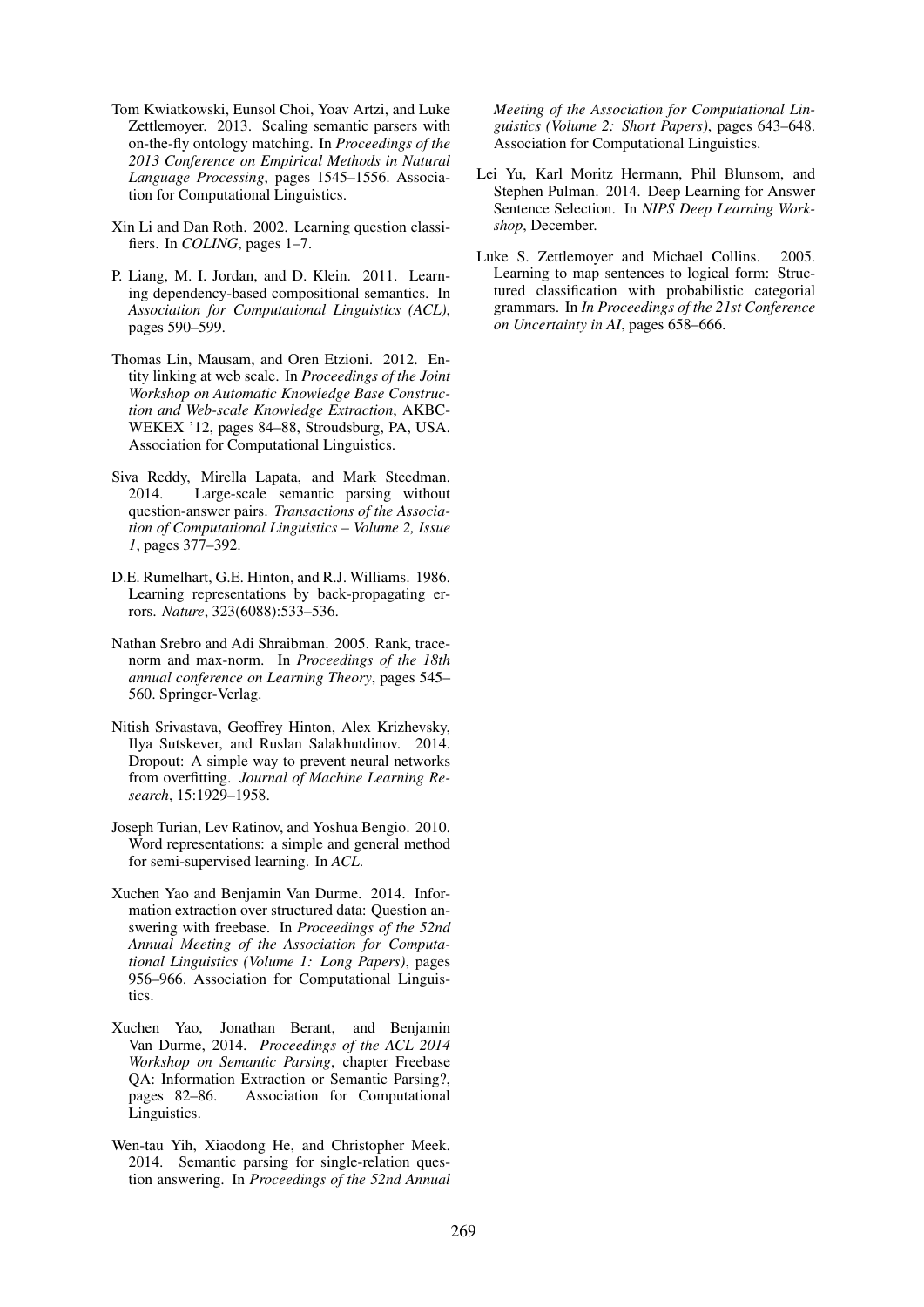Tom Kwiatkowski, Eunsol Choi, Yoav Artzi, and Luke Zettlemoyer. 2013. Scaling semantic parsers with on-the-fly ontology matching. In *Proceedings of the 2013 Conference on Empirical Methods in Natural Language Processing*, pages 1545–1556. Association for Computational Linguistics.

Xin Li and Dan Roth. 2002. Learning question classifiers. In *COLING*, pages 1–7.

P. Liang, M. I. Jordan, and D. Klein. 2011. Learning dependency-based compositional semantics. In *Association for Computational Linguistics (ACL)*, pages 590–599.

Thomas Lin, Mausam, and Oren Etzioni. 2012. Entity linking at web scale. In *Proceedings of the Joint Workshop on Automatic Knowledge Base Construction and Web-scale Knowledge Extraction*, AKBC-WEKEX '12, pages 84–88, Stroudsburg, PA, USA. Association for Computational Linguistics.

Siva Reddy, Mirella Lapata, and Mark Steedman. 2014. Large-scale semantic parsing without question-answer pairs. *Transactions of the Association of Computational Linguistics – Volume 2, Issue 1*, pages 377–392.

D.E. Rumelhart, G.E. Hinton, and R.J. Williams. 1986. Learning representations by back-propagating errors. *Nature*, 323(6088):533–536.

Nathan Srebro and Adi Shraibman. 2005. Rank, trace-norm and max-norm. In *Proceedings of the 18th annual conference on Learning Theory*, pages 545–560. Springer-Verlag.

Nitish Srivastava, Geoffrey Hinton, Alex Krizhevsky, Ilya Sutskever, and Ruslan Salakhutdinov. 2014. Dropout: A simple way to prevent neural networks from overfitting. *Journal of Machine Learning Research*, 15:1929–1958.

Joseph Turian, Lev Ratinov, and Yoshua Bengio. 2010. Word representations: a simple and general method for semi-supervised learning. In *ACL*.

Xuchen Yao and Benjamin Van Durme. 2014. Information extraction over structured data: Question answering with freebase. In *Proceedings of the 52nd Annual Meeting of the Association for Computational Linguistics (Volume 1: Long Papers)*, pages 956–966. Association for Computational Linguistics.

Xuchen Yao, Jonathan Berant, and Benjamin Van Durme, 2014. *Proceedings of the ACL 2014 Workshop on Semantic Parsing*, chapter Freebase QA: Information Extraction or Semantic Parsing?, pages 82–86. Association for Computational Linguistics.

Wen-tau Yih, Xiaodong He, and Christopher Meek. 2014. Semantic parsing for single-relation question answering. In *Proceedings of the 52nd Annual Meeting of the Association for Computational Linguistics (Volume 2: Short Papers)*, pages 643–648. Association for Computational Linguistics.

Lei Yu, Karl Moritz Hermann, Phil Blunsom, and Stephen Pulman. 2014. Deep Learning for Answer Sentence Selection. In *NIPS Deep Learning Workshop*, December.

Luke S. Zettlemoyer and Michael Collins. 2005. Learning to map sentences to logical form: Structured classification with probabilistic categorial grammars. In *In Proceedings of the 21st Conference on Uncertainty in AI*, pages 658–666.